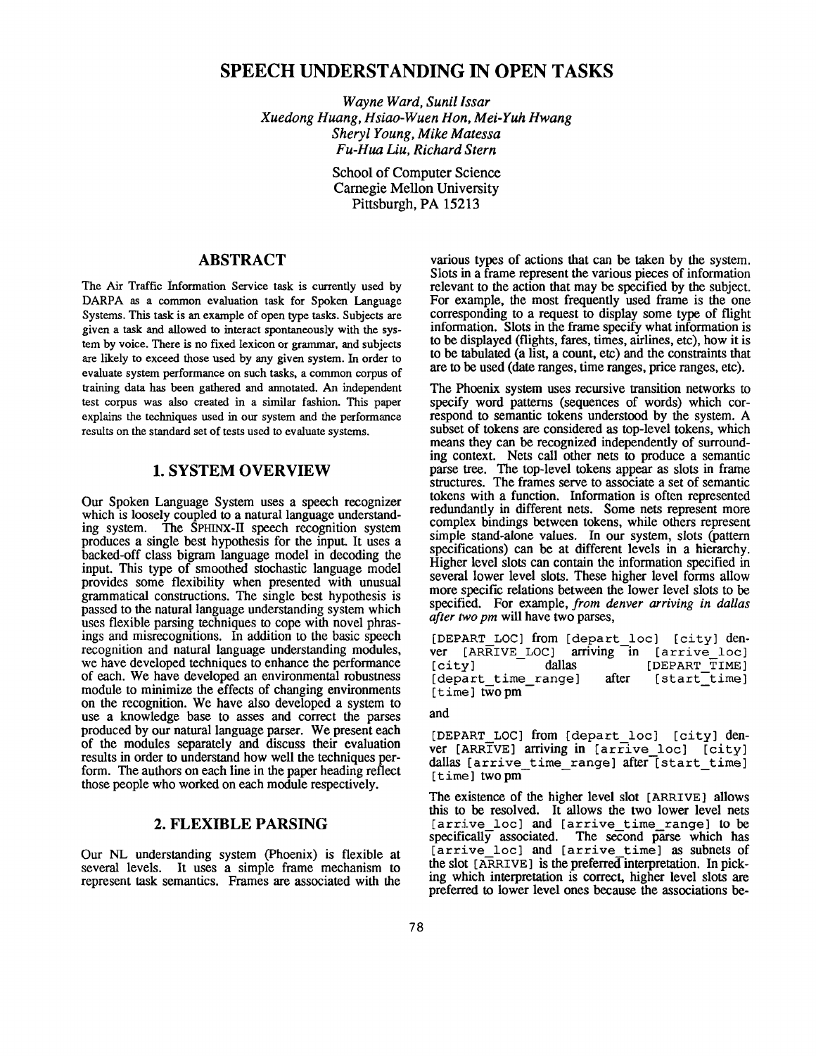# SPEECH UNDERSTANDING IN OPEN TASKS

*Wayne Ward, Sunil Issar*
*Xuedong Huang, Hsiao-Wuen Hon, Mei-Yuh Hwang*
*Sheryl Young, Mike Matessa*
*Fu-Hua Liu, Richard Stern*

School of Computer Science
Carnegie Mellon University
Pittsburgh, PA 15213

## ABSTRACT

The Air Traffic Information Service task is currently used by DARPA as a common evaluation task for Spoken Language Systems. This task is an example of open type tasks. Subjects are given a task and allowed to interact spontaneously with the system by voice. There is no fixed lexicon or grammar, and subjects are likely to exceed those used by any given system. In order to evaluate system performance on such tasks, a common corpus of training data has been gathered and annotated. An independent test corpus was also created in a similar fashion. This paper explains the techniques used in our system and the performance results on the standard set of tests used to evaluate systems.

## 1. SYSTEM OVERVIEW

Our Spoken Language System uses a speech recognizer which is loosely coupled to a natural language understanding system. The SPHINX-II speech recognition system produces a single best hypothesis for the input. It uses a backed-off class bigram language model in decoding the input. This type of smoothed stochastic language model provides some flexibility when presented with unusual grammatical constructions. The single best hypothesis is passed to the natural language understanding system which uses flexible parsing techniques to cope with novel phrasings and misrecognitions. In addition to the basic speech recognition and natural language understanding modules, we have developed techniques to enhance the performance of each. We have developed an environmental robustness module to minimize the effects of changing environments on the recognition. We have also developed a system to use a knowledge base to asses and correct the parses produced by our natural language parser. We present each of the modules separately and discuss their evaluation results in order to understand how well the techniques perform. The authors on each line in the paper heading reflect those people who worked on each module respectively.

## 2. FLEXIBLE PARSING

Our NL understanding system (Phoenix) is flexible at several levels. It uses a simple frame mechanism to represent task semantics. Frames are associated with the various types of actions that can be taken by the system. Slots in a frame represent the various pieces of information relevant to the action that may be specified by the subject. For example, the most frequently used frame is the one corresponding to a request to display some type of flight information. Slots in the frame specify what information is to be displayed (flights, fares, times, airlines, etc), how it is to be tabulated (a list, a count, etc) and the constraints that are to be used (date ranges, time ranges, price ranges, etc).

The Phoenix system uses recursive transition networks to specify word patterns (sequences of words) which correspond to semantic tokens understood by the system. A subset of tokens are considered as top-level tokens, which means they can be recognized independently of surrounding context. Nets call other nets to produce a semantic parse tree. The top-level tokens appear as slots in frame structures. The frames serve to associate a set of semantic tokens with a function. Information is often represented redundantly in different nets. Some nets represent more complex bindings between tokens, while others represent simple stand-alone values. In our system, slots (pattern specifications) can be at different levels in a hierarchy. Higher level slots can contain the information specified in several lower level slots. These higher level forms allow more specific relations between the lower level slots to be specified. For example, *from denver arriving in dallas after two pm* will have two parses,

`[DEPART_LOC]` from `[depart_loc]` `[city]` denver `[ARRIVE_LOC]` arriving in `[arrive_loc]` `[city]` dallas `[DEPART_TIME]` `[depart_time_range]` after `[start_time]` `[time]` two pm

and

`[DEPART_LOC]` from `[depart_loc]` `[city]` denver `[ARRIVE]` arriving in `[arrive_loc]` `[city]` dallas `[arrive_time_range]` after `[start_time]` `[time]` two pm

The existence of the higher level slot `[ARRIVE]` allows this to be resolved. It allows the two lower level nets `[arrive_loc]` and `[arrive_time_range]` to be specifically associated. The second parse which has `[arrive_loc]` and `[arrive_time]` as subnets of the slot `[ARRIVE]` is the preferred interpretation. In picking which interpretation is correct, higher level slots are preferred to lower level ones because the associations be-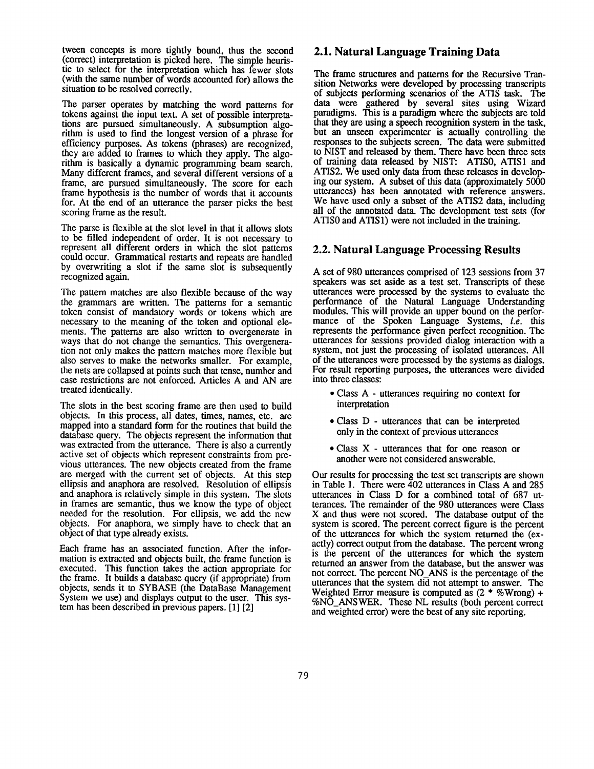tween concepts is more tightly bound, thus the second (correct) interpretation is picked here. The simple heuristic to select for the interpretation which has fewer slots (with the same number of words accounted for) allows the situation to be resolved correctly.

The parser operates by matching the word patterns for tokens against the input text. A set of possible interpretations are pursued simultaneously. A subsumption algorithm is used to find the longest version of a phrase for efficiency purposes. As tokens (phrases) are recognized, they are added to frames to which they apply. The algorithm is basically a dynamic programming beam search. Many different frames, and several different versions of a frame, are pursued simultaneously. The score for each frame hypothesis is the number of words that it accounts for. At the end of an utterance the parser picks the best scoring frame as the result.

The parse is flexible at the slot level in that it allows slots to be filled independent of order. It is not necessary to represent all different orders in which the slot patterns could occur. Grammatical restarts and repeats are handled by overwriting a slot if the same slot is subsequently recognized again.

The pattern matches are also flexible because of the way the grammars are written. The patterns for a semantic token consist of mandatory words or tokens which are necessary to the meaning of the token and optional elements. The patterns are also written to overgenerate in ways that do not change the semantics. This overgeneration not only makes the pattern matches more flexible but also serves to make the networks smaller. For example, the nets are collapsed at points such that tense, number and case restrictions are not enforced. Articles A and AN are treated identically.

The slots in the best scoring frame are then used to build objects. In this process, all dates, times, names, etc. are mapped into a standard form for the routines that build the database query. The objects represent the information that was extracted from the utterance. There is also a currently active set of objects which represent constraints from previous utterances. The new objects created from the frame are merged with the current set of objects. At this step ellipsis and anaphora are resolved. Resolution of ellipsis and anaphora is relatively simple in this system. The slots in frames are semantic, thus we know the type of object needed for the resolution. For ellipsis, we add the new objects. For anaphora, we simply have to check that an object of that type already exists.

Each frame has an associated function. After the information is extracted and objects built, the frame function is executed. This function takes the action appropriate for the frame. It builds a database query (if appropriate) from objects, sends it to SYBASE (the DataBase Management System we use) and displays output to the user. This system has been described in previous papers. [1] [2]

## 2.1. Natural Language Training Data

The frame structures and patterns for the Recursive Transition Networks were developed by processing transcripts of subjects performing scenarios of the ATIS task. The data were gathered by several sites using Wizard paradigms. This is a paradigm where the subjects are told that they are using a speech recognition system in the task, but an unseen experimenter is actually controlling the responses to the subjects screen. The data were submitted to NIST and released by them. There have been three sets of training data released by NIST: ATIS0, ATIS1 and ATIS2. We used only data from these releases in developing our system. A subset of this data (approximately 5000 utterances) has been annotated with reference answers. We have used only a subset of the ATIS2 data, including all of the annotated data. The development test sets (for ATIS0 and ATIS1) were not included in the training.

## 2.2. Natural Language Processing Results

A set of 980 utterances comprised of 123 sessions from 37 speakers was set aside as a test set. Transcripts of these utterances were processed by the systems to evaluate the performance of the Natural Language Understanding modules. This will provide an upper bound on the performance of the Spoken Language Systems, *i.e.* this represents the performance given perfect recognition. The utterances for sessions provided dialog interaction with a system, not just the processing of isolated utterances. All of the utterances were processed by the systems as dialogs. For result reporting purposes, the utterances were divided into three classes:

- Class A - utterances requiring no context for interpretation
- Class D - utterances that can be interpreted only in the context of previous utterances
- Class X - utterances that for one reason or another were not considered answerable.

Our results for processing the test set transcripts are shown in Table 1. There were 402 utterances in Class A and 285 utterances in Class D for a combined total of 687 utterances. The remainder of the 980 utterances were Class X and thus were not scored. The database output of the system is scored. The percent correct figure is the percent of the utterances for which the system returned the (exactly) correct output from the database. The percent wrong is the percent of the utterances for which the system returned an answer from the database, but the answer was not correct. The percent NO_ANS is the percentage of the utterances that the system did not attempt to answer. The Weighted Error measure is computed as (2 * %Wrong) + %NO_ANSWER. These NL results (both percent correct and weighted error) were the best of any site reporting.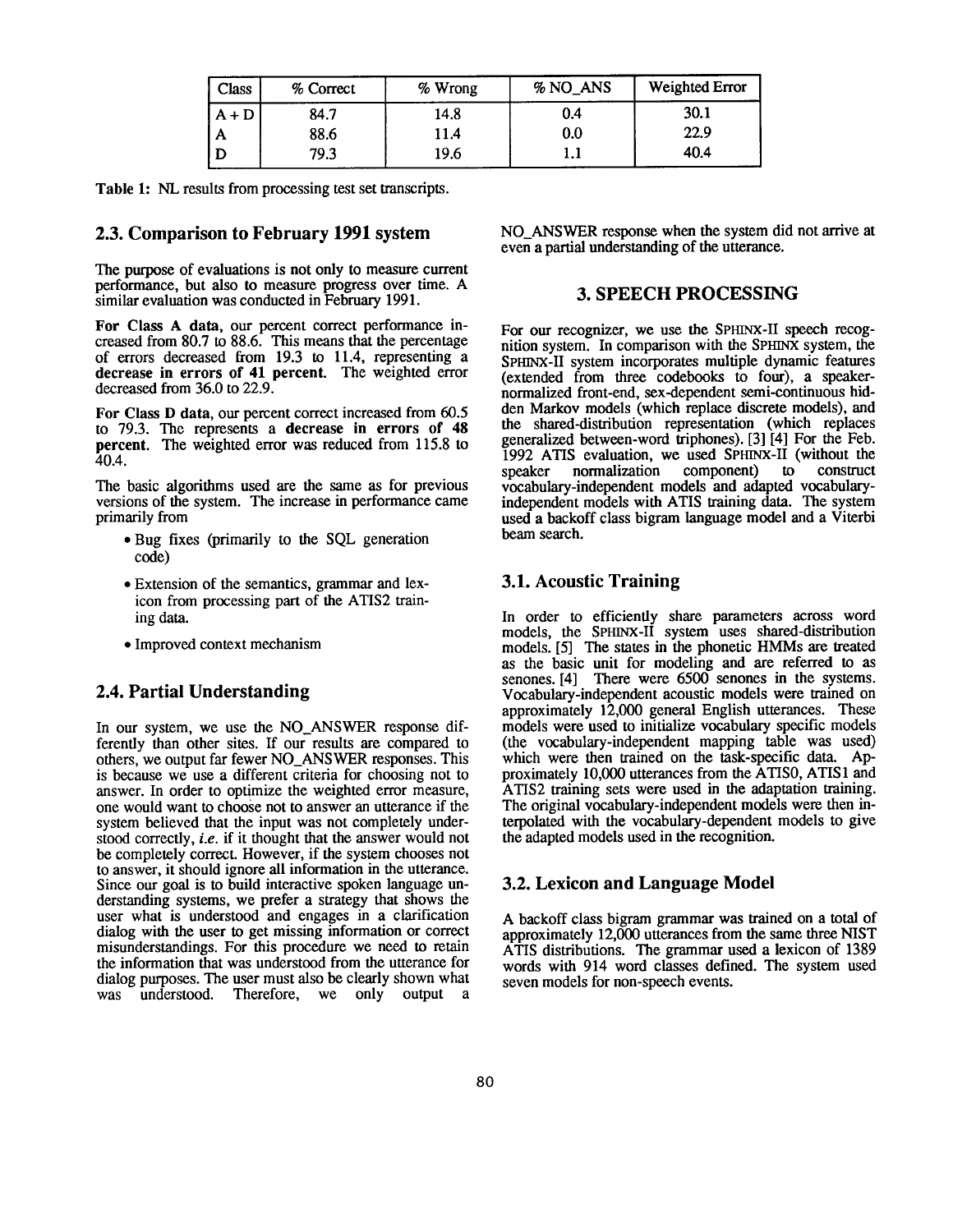| Class | % Correct | % Wrong | % NO_ANS | Weighted Error |
|---|---|---|---|---|
| A + D | 84.7 | 14.8 | 0.4 | 30.1 |
| A | 88.6 | 11.4 | 0.0 | 22.9 |
| D | 79.3 | 19.6 | 1.1 | 40.4 |

**Table 1:** NL results from processing test set transcripts.

## 2.3. Comparison to February 1991 system

The purpose of evaluations is not only to measure current performance, but also to measure progress over time. A similar evaluation was conducted in February 1991.

**For Class A data**, our percent correct performance increased from 80.7 to 88.6. This means that the percentage of errors decreased from 19.3 to 11.4, representing a **decrease in errors of 41 percent.** The weighted error decreased from 36.0 to 22.9.

**For Class D data**, our percent correct increased from 60.5 to 79.3. The represents a **decrease in errors of 48 percent**. The weighted error was reduced from 115.8 to 40.4.

The basic algorithms used are the same as for previous versions of the system. The increase in performance came primarily from

- Bug fixes (primarily to the SQL generation code)
- Extension of the semantics, grammar and lexicon from processing part of the ATIS2 training data.
- Improved context mechanism

## 2.4. Partial Understanding

In our system, we use the NO_ANSWER response differently than other sites. If our results are compared to others, we output far fewer NO_ANSWER responses. This is because we use a different criteria for choosing not to answer. In order to optimize the weighted error measure, one would want to choose not to answer an utterance if the system believed that the input was not completely understood correctly, *i.e.* if it thought that the answer would not be completely correct. However, if the system chooses not to answer, it should ignore all information in the utterance. Since our goal is to build interactive spoken language understanding systems, we prefer a strategy that shows the user what is understood and engages in a clarification dialog with the user to get missing information or correct misunderstandings. For this procedure we need to retain the information that was understood from the utterance for dialog purposes. The user must also be clearly shown what was understood. Therefore, we only output a NO_ANSWER response when the system did not arrive at even a partial understanding of the utterance.

# 3. SPEECH PROCESSING

For our recognizer, we use the SPHINX-II speech recognition system. In comparison with the SPHINX system, the SPHINX-II system incorporates multiple dynamic features (extended from three codebooks to four), a speaker-normalized front-end, sex-dependent semi-continuous hidden Markov models (which replace discrete models), and the shared-distribution representation (which replaces generalized between-word triphones). [3] [4] For the Feb. 1992 ATIS evaluation, we used SPHINX-II (without the speaker normalization component) to construct vocabulary-independent models and adapted vocabulary-independent models with ATIS training data. The system used a backoff class bigram language model and a Viterbi beam search.

## 3.1. Acoustic Training

In order to efficiently share parameters across word models, the SPHINX-II system uses shared-distribution models. [5] The states in the phonetic HMMs are treated as the basic unit for modeling and are referred to as senones. [4] There were 6500 senones in the systems. Vocabulary-independent acoustic models were trained on approximately 12,000 general English utterances. These models were used to initialize vocabulary specific models (the vocabulary-independent mapping table was used) which were then trained on the task-specific data. Approximately 10,000 utterances from the ATIS0, ATIS1 and ATIS2 training sets were used in the adaptation training. The original vocabulary-independent models were then interpolated with the vocabulary-dependent models to give the adapted models used in the recognition.

## 3.2. Lexicon and Language Model

A backoff class bigram grammar was trained on a total of approximately 12,000 utterances from the same three NIST ATIS distributions. The grammar used a lexicon of 1389 words with 914 word classes defined. The system used seven models for non-speech events.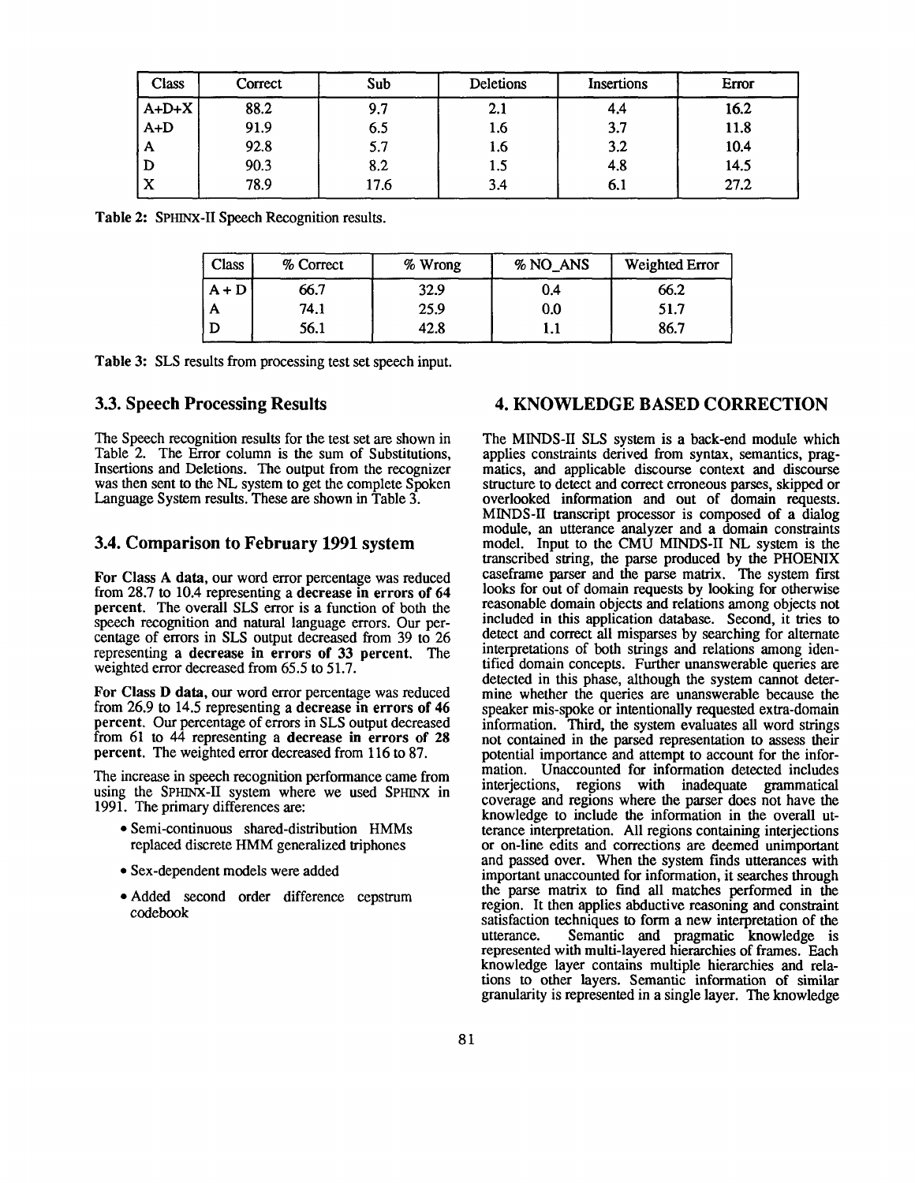| Class | Correct | Sub | Deletions | Insertions | Error |
|---|---|---|---|---|---|
| A+D+X | 88.2 | 9.7 | 2.1 | 4.4 | 16.2 |
| A+D | 91.9 | 6.5 | 1.6 | 3.7 | 11.8 |
| A | 92.8 | 5.7 | 1.6 | 3.2 | 10.4 |
| D | 90.3 | 8.2 | 1.5 | 4.8 | 14.5 |
| X | 78.9 | 17.6 | 3.4 | 6.1 | 27.2 |

**Table 2:** SPHINX-II Speech Recognition results.

| Class | % Correct | % Wrong | % NO_ANS | Weighted Error |
|---|---|---|---|---|
| A + D | 66.7 | 32.9 | 0.4 | 66.2 |
| A | 74.1 | 25.9 | 0.0 | 51.7 |
| D | 56.1 | 42.8 | 1.1 | 86.7 |

**Table 3:** SLS results from processing test set speech input.

### 3.3. Speech Processing Results

The Speech recognition results for the test set are shown in Table 2. The Error column is the sum of Substitutions, Insertions and Deletions. The output from the recognizer was then sent to the NL system to get the complete Spoken Language System results. These are shown in Table 3.

### 3.4. Comparison to February 1991 system

**For Class A data,** our word error percentage was reduced from 28.7 to 10.4 representing a **decrease in errors of 64 percent**. The overall SLS error is a function of both the speech recognition and natural language errors. Our percentage of errors in SLS output decreased from 39 to 26 representing a **decrease in errors of 33 percent**. The weighted error decreased from 65.5 to 51.7.

**For Class D data,** our word error percentage was reduced from 26.9 to 14.5 representing a **decrease in errors of 46 percent**. Our percentage of errors in SLS output decreased from 61 to 44 representing a **decrease in errors of 28 percent**. The weighted error decreased from 116 to 87.

The increase in speech recognition performance came from using the SPHINX-II system where we used SPHINX in 1991. The primary differences are:

- Semi-continuous shared-distribution HMMs replaced discrete HMM generalized triphones
- Sex-dependent models were added
- Added second order difference cepstrum codebook

## 4. KNOWLEDGE BASED CORRECTION

The MINDS-II SLS system is a back-end module which applies constraints derived from syntax, semantics, pragmatics, and applicable discourse context and discourse structure to detect and correct erroneous parses, skipped or overlooked information and out of domain requests. MINDS-II transcript processor is composed of a dialog module, an utterance analyzer and a domain constraints model. Input to the CMU MINDS-II NL system is the transcribed string, the parse produced by the PHOENIX caseframe parser and the parse matrix. The system first looks for out of domain requests by looking for otherwise reasonable domain objects and relations among objects not included in this application database. Second, it tries to detect and correct all misparses by searching for alternate interpretations of both strings and relations among identified domain concepts. Further unanswerable queries are detected in this phase, although the system cannot determine whether the queries are unanswerable because the speaker mis-spoke or intentionally requested extra-domain information. Third, the system evaluates all word strings not contained in the parsed representation to assess their potential importance and attempt to account for the information. Unaccounted for information detected includes interjections, regions with inadequate grammatical coverage and regions where the parser does not have the knowledge to include the information in the overall utterance interpretation. All regions containing interjections or on-line edits and corrections are deemed unimportant and passed over. When the system finds utterances with important unaccounted for information, it searches through the parse matrix to find all matches performed in the region. It then applies abductive reasoning and constraint satisfaction techniques to form a new interpretation of the utterance. Semantic and pragmatic knowledge is represented with multi-layered hierarchies of frames. Each knowledge layer contains multiple hierarchies and relations to other layers. Semantic information of similar granularity is represented in a single layer. The knowledge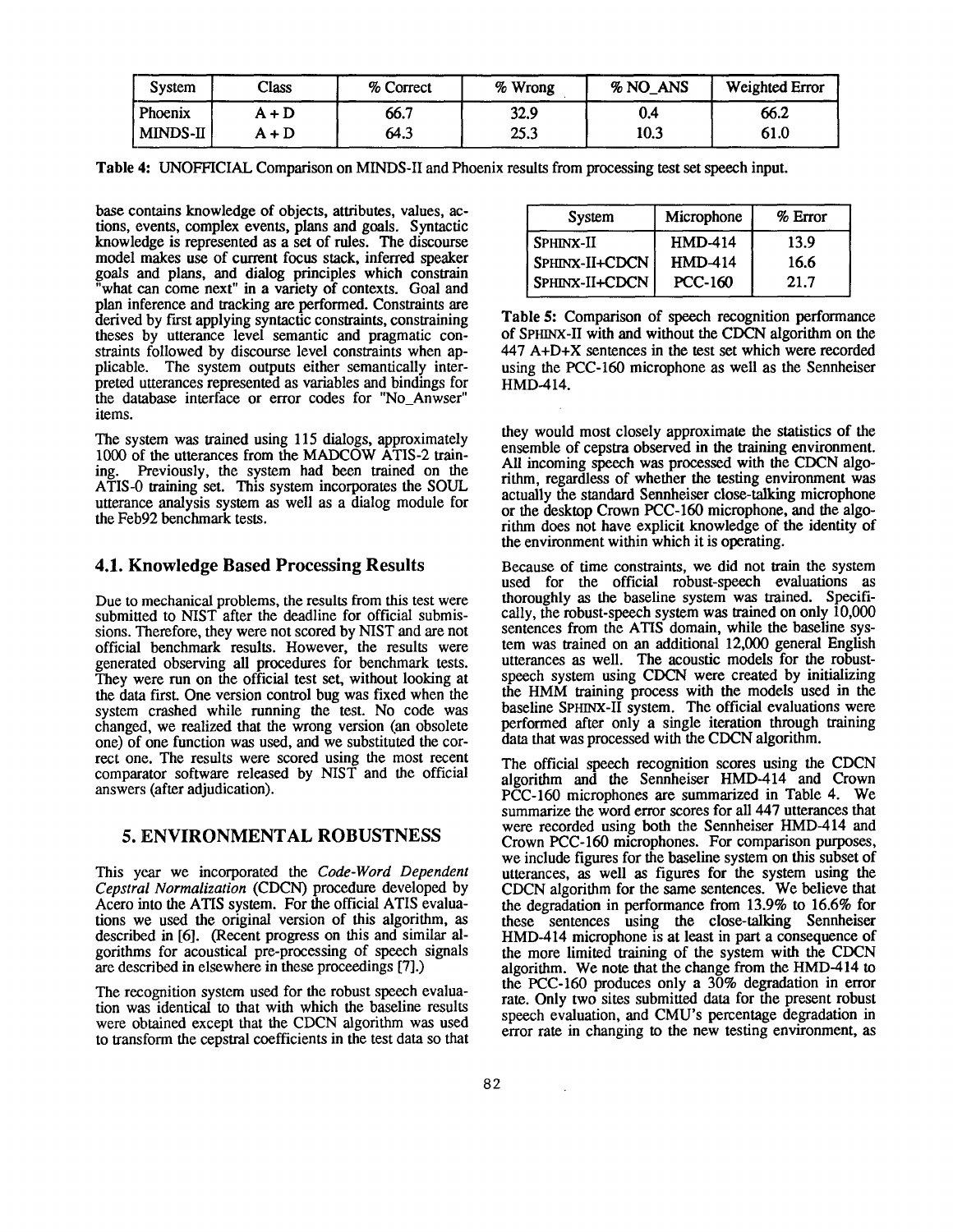| System | Class | % Correct | % Wrong | % NO_ANS | Weighted Error |
|---|---|---|---|---|---|
| Phoenix | A + D | 66.7 | 32.9 | 0.4 | 66.2 |
| MINDS-II | A + D | 64.3 | 25.3 | 10.3 | 61.0 |

**Table 4:** UNOFFICIAL Comparison on MINDS-II and Phoenix results from processing test set speech input.

base contains knowledge of objects, attributes, values, actions, events, complex events, plans and goals. Syntactic knowledge is represented as a set of rules. The discourse model makes use of current focus stack, inferred speaker goals and plans, and dialog principles which constrain "what can come next" in a variety of contexts. Goal and plan inference and tracking are performed. Constraints are derived by first applying syntactic constraints, constraining theses by utterance level semantic and pragmatic constraints followed by discourse level constraints when applicable. The system outputs either semantically interpreted utterances represented as variables and bindings for the database interface or error codes for "No_Anwser" items.

The system was trained using 115 dialogs, approximately 1000 of the utterances from the MADCOW ATIS-2 training. Previously, the system had been trained on the ATIS-0 training set. This system incorporates the SOUL utterance analysis system as well as a dialog module for the Feb92 benchmark tests.

## 4.1. Knowledge Based Processing Results

Due to mechanical problems, the results from this test were submitted to NIST after the deadline for official submissions. Therefore, they were not scored by NIST and are not official benchmark results. However, the results were generated observing all procedures for benchmark tests. They were run on the official test set, without looking at the data first. One version control bug was fixed when the system crashed while running the test. No code was changed, we realized that the wrong version (an obsolete one) of one function was used, and we substituted the correct one. The results were scored using the most recent comparator software released by NIST and the official answers (after adjudication).

# 5. ENVIRONMENTAL ROBUSTNESS

This year we incorporated the *Code-Word Dependent Cepstral Normalization* (CDCN) procedure developed by Acero into the ATIS system. For the official ATIS evaluations we used the original version of this algorithm, as described in [6]. (Recent progress on this and similar algorithms for acoustical pre-processing of speech signals are described in elsewhere in these proceedings [7].)

The recognition system used for the robust speech evaluation was identical to that with which the baseline results were obtained except that the CDCN algorithm was used to transform the cepstral coefficients in the test data so that they would most closely approximate the statistics of the ensemble of cepstra observed in the training environment. All incoming speech was processed with the CDCN algorithm, regardless of whether the testing environment was actually the standard Sennheiser close-talking microphone or the desktop Crown PCC-160 microphone, and the algorithm does not have explicit knowledge of the identity of the environment within which it is operating.

| System | Microphone | % Error |
|---|---|---|
| SPHINX-II | HMD-414 | 13.9 |
| SPHINX-II+CDCN | HMD-414 | 16.6 |
| SPHINX-II+CDCN | PCC-160 | 21.7 |

**Table 5:** Comparison of speech recognition performance of SPHINX-II with and without the CDCN algorithm on the 447 A+D+X sentences in the test set which were recorded using the PCC-160 microphone as well as the Sennheiser HMD-414.

Because of time constraints, we did not train the system used for the official robust-speech evaluations as thoroughly as the baseline system was trained. Specifically, the robust-speech system was trained on only 10,000 sentences from the ATIS domain, while the baseline system was trained on an additional 12,000 general English utterances as well. The acoustic models for the robust-speech system using CDCN were created by initializing the HMM training process with the models used in the baseline SPHINX-II system. The official evaluations were performed after only a single iteration through training data that was processed with the CDCN algorithm.

The official speech recognition scores using the CDCN algorithm and the Sennheiser HMD-414 and Crown PCC-160 microphones are summarized in Table 4. We summarize the word error scores for all 447 utterances that were recorded using both the Sennheiser HMD-414 and Crown PCC-160 microphones. For comparison purposes, we include figures for the baseline system on this subset of utterances, as well as figures for the system using the CDCN algorithm for the same sentences. We believe that the degradation in performance from 13.9% to 16.6% for these sentences using the close-talking Sennheiser HMD-414 microphone is at least in part a consequence of the more limited training of the system with the CDCN algorithm. We note that the change from the HMD-414 to the PCC-160 produces only a 30% degradation in error rate. Only two sites submitted data for the present robust speech evaluation, and CMU's percentage degradation in error rate in changing to the new testing environment, as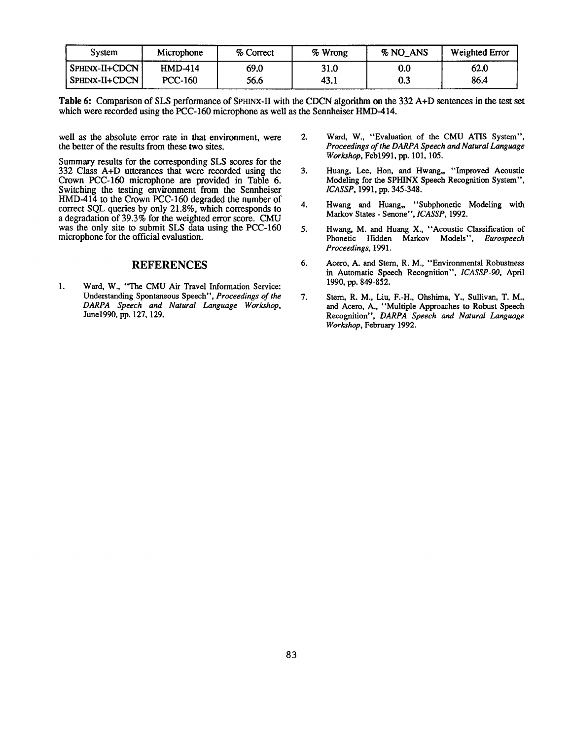| System | Microphone | % Correct | % Wrong | % NO_ANS | Weighted Error |
| --- | --- | --- | --- | --- | --- |
| SPHINX-II+CDCN | HMD-414 | 69.0 | 31.0 | 0.0 | 62.0 |
| SPHINX-II+CDCN | PCC-160 | 56.6 | 43.1 | 0.3 | 86.4 |

**Table 6:** Comparison of SLS performance of SPHINX-II with the CDCN algorithm on the 332 A+D sentences in the test set which were recorded using the PCC-160 microphone as well as the Sennheiser HMD-414.

well as the absolute error rate in that environment, were the better of the results from these two sites.

Summary results for the corresponding SLS scores for the 332 Class A+D utterances that were recorded using the Crown PCC-160 microphone are provided in Table 6. Switching the testing environment from the Sennheiser HMD-414 to the Crown PCC-160 degraded the number of correct SQL queries by only 21.8%, which corresponds to a degradation of 39.3% for the weighted error score. CMU was the only site to submit SLS data using the PCC-160 microphone for the official evaluation.

## REFERENCES

1. Ward, W., "The CMU Air Travel Information Service: Understanding Spontaneous Speech", *Proceedings of the DARPA Speech and Natural Language Workshop*, June1990, pp. 127, 129.
2. Ward, W., "Evaluation of the CMU ATIS System", *Proceedings of the DARPA Speech and Natural Language Workshop*, Feb1991, pp. 101, 105.
3. Huang, Lee, Hon, and Hwang,, "Improved Acoustic Modeling for the SPHINX Speech Recognition System", *ICASSP*, 1991, pp. 345-348.
4. Hwang and Huang,, "Subphonetic Modeling with Markov States - Senone", *ICASSP*, 1992.
5. Hwang, M. and Huang X., "Acoustic Classification of Phonetic Hidden Markov Models", *Eurospeech Proceedings*, 1991.
6. Acero, A. and Stern, R. M., "Environmental Robustness in Automatic Speech Recognition", *ICASSP-90*, April 1990, pp. 849-852.
7. Stern, R. M., Liu, F.-H., Ohshima, Y., Sullivan, T. M., and Acero, A., "Multiple Approaches to Robust Speech Recognition", *DARPA Speech and Natural Language Workshop*, February 1992.